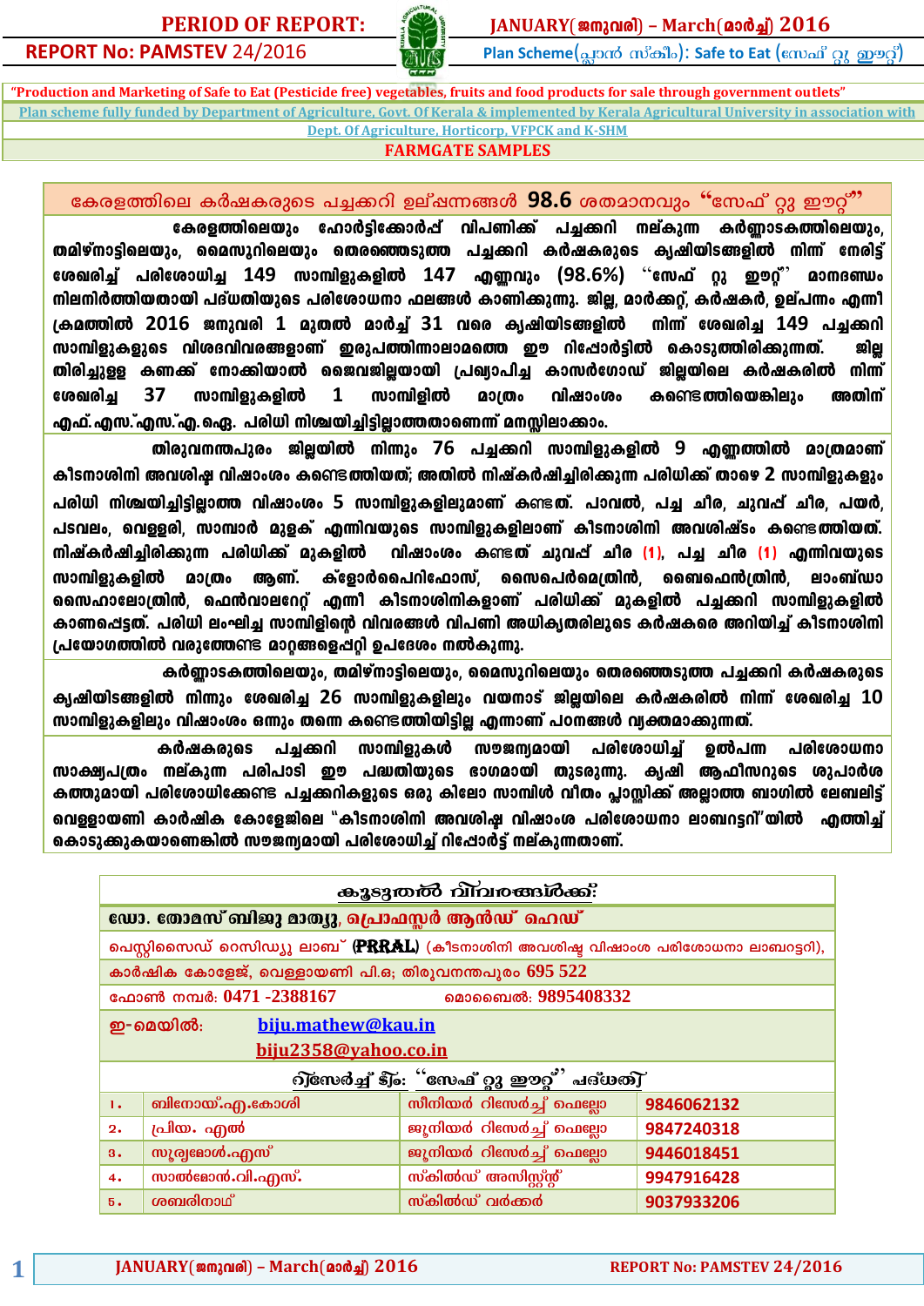PERIOD OF REPORT: JANUARY(ജനുവരി) – March(മാർച്ച്) 2016

REPORT No: PAMSTEV 24/2016

Plan Scheme(പ്ലാൻ സ്കീം): Safe to Eat (സേഫ് റ്റു ഈറ്റ്)

"Production and Marketing of Safe to Eat (Pesticide free) vegetables, fruits and food products for sale through government outlets"

Plan scheme fully funded by Department of Agriculture, Govt. Of Kerala & implemented by Kerala Agricultural University in association with Dept. Of Agriculture, Horticorp, VFPCK and K-SHM

## FARMGATE SAMPLES

### കേരളത്തിലെ കർഷകരുടെ പച്ചക്കറി ഉല്പന്നങ്ങൾ 98.6 ശതമാനവും "സേഫ് റ്റു ഈറ്റ്"

കേരളത്തിലെയും ഹോർട്ടിക്കോർപ് വിപണിക്ക് പച്ചക്കറി നല്കുന്ന കർണ്ണാടകത്തിലെയും, തമിഴ്നാട്ടിലെയും, മൈസൂറിലെയും തെരഞ്ഞെടുത്ത പച്ചക്കറി കർഷകരുടെ കൃഷിയിടങ്ങളിൽ നിന്ന് നേരിട്ട് ശേഖരിച്ച് പരിശോധിച്ച 149 സാമ്പിളുകളിൽ 147 എണ്ണവും (98.6%) "സേഫ് റ്റു ഈറ്റ്" മാനദണ്ഡം നിലനിർത്തിയതായി പദ്ധതിയുടെ പരിശോധനാ ഫലങ്ങൾ കാണിക്കുന്നു. ജില്ല, മാർക്കറ്റ്, കർഷകർ, ഉല്പന്നം എന്നി ക്രമത്തിൽ 2016 ജനുവരി 1 മുതൽ മാർച്ച് 31 വരെ കൃഷിയിടങ്ങളിൽ നിന്ന് ശേഖരിച്ച 149 പച്ചക്കറി സാമ്പിളുകളുടെ വിശദവിവരങ്ങളാണ് ഇരുപത്തിനാലാമത്തെ ഈ റിപ്പോർട്ടിൽ കൊടുത്തിരിക്കുന്നത്. ജില്ല തിരിച്ചുള്ള കണക്ക് നോക്കിയാൽ ജൈവജില്ലയായി പ്രഖ്യാപിച്ച കാസർഗോഡ് ജില്ലയിലെ കർഷകരിൽ നിന്ന് ശേഖരിച്ച 37 സാമ്പിളുകളിൽ 1 സാമ്പിളിൽ മാത്രം വിഷാംശം കണ്ടെത്തിയെങ്കിലും അതിന് എഫ്.എസ്.എസ്.എ.ഐ. പരിധി നിശ്ചയിച്ചിട്ടില്ലാത്തതാണെന്ന് മനസ്സിലാക്കാം.

തിരുവനന്തപുരം ജില്ലയിൽ നിന്നും 76 പച്ചക്കറി സാമ്പിളുകളിൽ 9 എണ്ണത്തിൽ മാത്രമാണ് കീടനാശിനി അവശിഷ്ട വിഷാംശം കണ്ടെത്തിയത്; അതിൽ നിഷ്കർഷിച്ചിരിക്കുന്ന പരിധിക്ക് താഴെ 2 സാമ്പിളുകളും പരിധി നിശ്ചയിച്ചിട്ടില്ലാത്ത വിഷാംശം 5 സാമ്പിളുകളിലുമാണ് കണ്ടത്. പാവൽ, പച്ച ചീര, ചുവപ്പ് ചീര, പയർ, പടവലം, വെള്ളരി, സാമ്പാർ മുളക് എന്നിവയുടെ സാമ്പിളുകളിലാണ് കീടനാശിനി അവശിഷ്ടം കണ്ടെത്തിയത്. നിഷ്കർഷിച്ചിരിക്കുന്ന പരിധിക്ക് മുകളിൽ വിഷാംശം കണ്ടത് ചുവപ്പ് ചീര (1), പച്ച ചീര (1) എന്നിവയുടെ സാമ്പിളുകളിൽ മാത്രം ആണ്. ക്ലോർപൈറിഫോസ്, സൈപെർമെത്രിൻ, ബൈഫെൻത്രിൻ, ലാംബ്ഡാ സൈഹാലോത്രിൻ, ഫെൻവാലറേറ്റ് എന്നി കീടനാശിനികളാണ് പരിധിക്ക് മുകളിൽ പച്ചക്കറി സാമ്പിളുകളിൽ കാണപ്പെട്ടത്. പരിധി ലംഘിച്ച സാമ്പിളിന്റെ വിവരങ്ങൾ വിപണി അധികൃതരിലൂടെ കർഷകരെ അറിയിച്ച് കീടനാശിനി പ്രയോഗത്തിൽ വരുത്തേണ്ട മാറ്റങ്ങളെപ്പറ്റി ഉപദേശം നൽകുന്നു.

കർണ്ണാടകത്തിലെയും, തമിഴ്നാട്ടിലെയും, മൈസൂറിലെയും തെരഞ്ഞെടുത്ത പച്ചക്കറി കർഷകരുടെ കൃഷിയിടങ്ങളിൽ നിന്നും ശേഖരിച്ച 26 സാമ്പിളുകളിലും വയനാട് ജില്ലയിലെ കർഷകരിൽ നിന്ന് ശേഖരിച്ച 10 സാമ്പിളുകളിലും വിഷാംശം ഒന്നും തന്നെ കണ്ടെത്തിയിട്ടില്ല എന്നാണ് പഠനങ്ങൾ വ്യക്തമാക്കുന്നത്.

കർഷകരുടെ പച്ചക്കറി സാമ്പിളുകൾ സൗജന്യമായി പരിശോധിച്ച് ഉൽപന്ന പരിശോധനാ സാക്ഷ്യപത്രം നല്കുന്ന പരിപാടി ഈ പദ്ധതിയുടെ ഭാഗമായി തുടരുന്നു. കൃഷി ആഫീസറുടെ ശുപാർശ കത്തുമായി പരിശോധിക്കേണ്ട പച്ചക്കറികളുടെ ഒരു കിലോ സാമ്പിൾ വീതം പ്ലാസ്റ്റിക് അല്ലാത്ത ബാഗിൽ ലേബലിട്ട് വെള്ളായണി കാർഷിക കോളേജിലെ "കീടനാശിനി അവശിഷ്ട വിഷാംശ പരിശോധനാ ലാബറട്ടറി"യിൽ എത്തിച്ച് കൊടുക്കുകയാണെങ്കിൽ സൗജന്യമായി പരിശോധിച്ച് റിപ്പോർട്ട് നല്കുന്നതാണ്.

### കൂടുതൽ വിവരങ്ങൾക്ക്:

ഡോ. തോമസ് ബിജു മാത്യു, പ്രൊഫസ്സർ ആൻഡ് ഹെഡ്

പെസ്റ്റിസൈഡ് റെസിഡ്യൂ ലാബ് (PRRAL) (കീടനാശിനി അവശിഷ്ട വിഷാംശ പരിശോധനാ ലാബറട്ടറി),

കാർഷിക കോളേജ്, വെള്ളായണി പി.ഒ; തിരുവനന്തപുരം 695 522

ഫോൺ നമ്പർ: 0471 -2388167 മൊബൈൽ: 9895408332

ഇ-മെയിൽ: biju.mathew@kau.in, biju2358@yahoo.co.in

### റിസേർച്ച് ടീം: "സേഫ് റ്റു ഈറ്റ്" പദ്ധതി

| | | | |
|---|---|---|---|
| 1. | ബിനോയ്.എ.കോശി | സീനിയർ റിസേർച്ച് ഫെല്ലോ | 9846062132 |
| 2. | പ്രിയ. എൽ | ജൂനിയർ റിസേർച്ച് ഫെല്ലോ | 9847240318 |
| 3. | സൂര്യമോൾ.എസ് | ജൂനിയർ റിസേർച്ച് ഫെല്ലോ | 9446018451 |
| 4. | സാൽമോൻ.വി.എസ്. | സ്കിൽഡ് അസിസ്റ്റന്റ് | 9947916428 |
| 5. | ശബരിനാഥ് | സ്കിൽഡ് വർക്കർ | 9037933206 |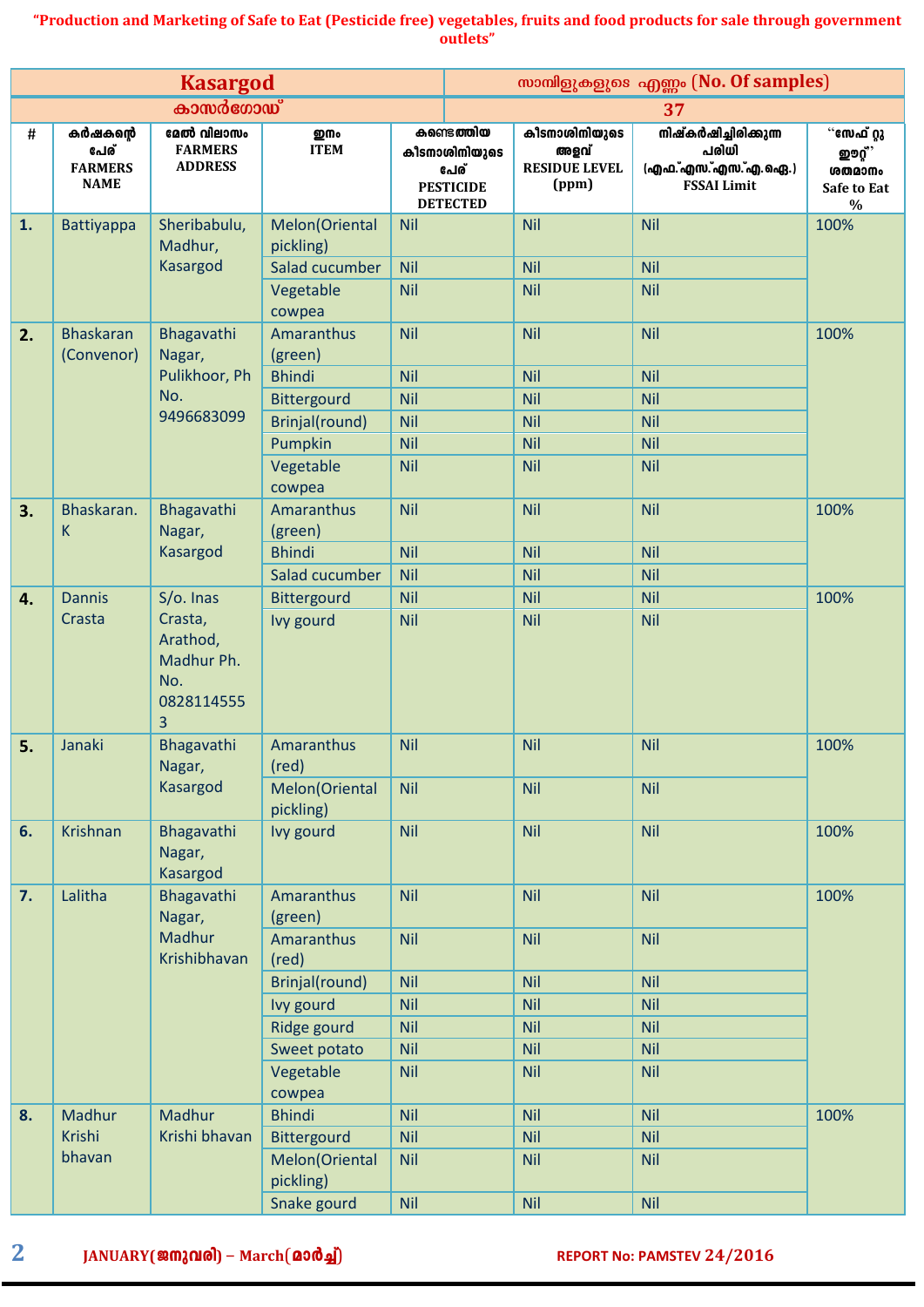"Production and Marketing of Safe to Eat (Pesticide free) vegetables, fruits and food products for sale through government outlets"

| Kasargod കാസർഗോഡ് | | | സാമ്പിളുകളുടെ എണ്ണം (No. Of samples) 37 | | | |
|---|---|---|---|---|---|---|
| # | കർഷകന്റെ പേര് FARMERS NAME | മേൽ വിലാസം FARMERS ADDRESS | ഇനം ITEM | കണ്ടെത്തിയ കീടനാശിനിയുടെ പേര് PESTICIDE DETECTED | കീടനാശിനിയുടെ അളവ് RESIDUE LEVEL (ppm) | നിഷ്കർഷിച്ചിരിക്കുന്ന പരിധി (എഫ്.എസ്.എസ്.എ.ഐ.) FSSAI Limit | "സേഫ് റ്റു ഈറ്റ്" ശതമാനം Safe to Eat % |
| 1. | Battiyappa | Sheribabulu, Madhur, Kasargod | Melon(Oriental pickling) | Nil | Nil | Nil | 100% |
| | | | Salad cucumber | Nil | Nil | Nil | |
| | | | Vegetable cowpea | Nil | Nil | Nil | |
| 2. | Bhaskaran (Convenor) | Bhagavathi Nagar, Pulikhoor, Ph No. 9496683099 | Amaranthus (green) | Nil | Nil | Nil | 100% |
| | | | Bhindi | Nil | Nil | Nil | |
| | | | Bittergourd | Nil | Nil | Nil | |
| | | | Brinjal(round) | Nil | Nil | Nil | |
| | | | Pumpkin | Nil | Nil | Nil | |
| | | | Vegetable cowpea | Nil | Nil | Nil | |
| 3. | Bhaskaran. K | Bhagavathi Nagar, Kasargod | Amaranthus (green) | Nil | Nil | Nil | 100% |
| | | | Bhindi | Nil | Nil | Nil | |
| | | | Salad cucumber | Nil | Nil | Nil | |
| 4. | Dannis Crasta | S/o. Inas Crasta, Arathod, Madhur Ph. No. 08281145553 | Bittergourd | Nil | Nil | Nil | 100% |
| | | | Ivy gourd | Nil | Nil | Nil | |
| 5. | Janaki | Bhagavathi Nagar, Kasargod | Amaranthus (red) | Nil | Nil | Nil | 100% |
| | | | Melon(Oriental pickling) | Nil | Nil | Nil | |
| 6. | Krishnan | Bhagavathi Nagar, Kasargod | Ivy gourd | Nil | Nil | Nil | 100% |
| 7. | Lalitha | Bhagavathi Nagar, Madhur Krishibhavan | Amaranthus (green) | Nil | Nil | Nil | 100% |
| | | | Amaranthus (red) | Nil | Nil | Nil | |
| | | | Brinjal(round) | Nil | Nil | Nil | |
| | | | Ivy gourd | Nil | Nil | Nil | |
| | | | Ridge gourd | Nil | Nil | Nil | |
| | | | Sweet potato | Nil | Nil | Nil | |
| | | | Vegetable cowpea | Nil | Nil | Nil | |
| 8. | Madhur Krishi bhavan | Madhur Krishi bhavan | Bhindi | Nil | Nil | Nil | 100% |
| | | | Bittergourd | Nil | Nil | Nil | |
| | | | Melon(Oriental pickling) | Nil | Nil | Nil | |
| | | | Snake gourd | Nil | Nil | Nil | |

JANUARY(ജനുവരി) – March(മാർച്ച്) REPORT No: PAMSTEV 24/2016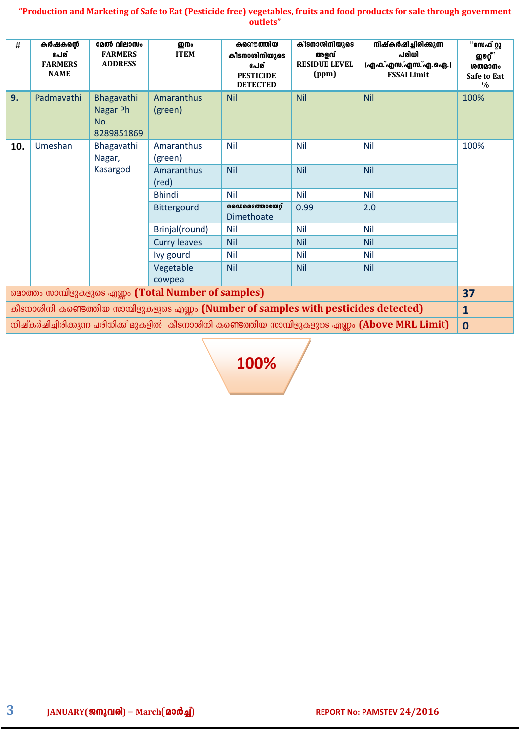"Production and Marketing of Safe to Eat (Pesticide free) vegetables, fruits and food products for sale through government outlets"

| # | കർഷകന്റെ പേര് FARMERS NAME | മേൽ വിലാസം FARMERS ADDRESS | ഇനം ITEM | കണ്ടെത്തിയ കീടനാശിനിയുടെ പേര് PESTICIDE DETECTED | കീടനാശിനിയുടെ അളവ് RESIDUE LEVEL (ppm) | നിഷ്കർഷിച്ചിരിക്കുന്ന പരിധി (എഫ്.എസ്.എസ്.എ.ഐ.) FSSAI Limit | "സേഫ് റ്റു ഈറ്റ്" ശതമാനം Safe to Eat % |
|---|---|---|---|---|---|---|---|
| 9. | Padmavathi | Bhagavathi Nagar Ph No. 8289851869 | Amaranthus (green) | Nil | Nil | Nil | 100% |
| 10. | Umeshan | Bhagavathi Nagar, Kasargod | Amaranthus (green) | Nil | Nil | Nil | 100% |
| | | | Amaranthus (red) | Nil | Nil | Nil | |
| | | | Bhindi | Nil | Nil | Nil | |
| | | | Bittergourd | ഡൈമെത്തോയേറ്റ് Dimethoate | 0.99 | 2.0 | |
| | | | Brinjal(round) | Nil | Nil | Nil | |
| | | | Curry leaves | Nil | Nil | Nil | |
| | | | Ivy gourd | Nil | Nil | Nil | |
| | | | Vegetable cowpea | Nil | Nil | Nil | |
| മൊത്തം സാമ്പിളുകളുടെ എണ്ണം (Total Number of samples) | | | | | | | 37 |
| കീടനാശിനി കണ്ടെത്തിയ സാമ്പിളുകളുടെ എണ്ണം (Number of samples with pesticides detected) | | | | | | | 1 |
| നിഷ്കർഷിച്ചിരിക്കുന്ന പരിധിക്ക് മുകളിൽ കീടനാശിനി കണ്ടെത്തിയ സാമ്പിളുകളുടെ എണ്ണം (Above MRL Limit) | | | | | | | 0 |

**100%**

JANUARY(ജനുവരി) – March(മാർച്ച്) REPORT No: PAMSTEV 24/2016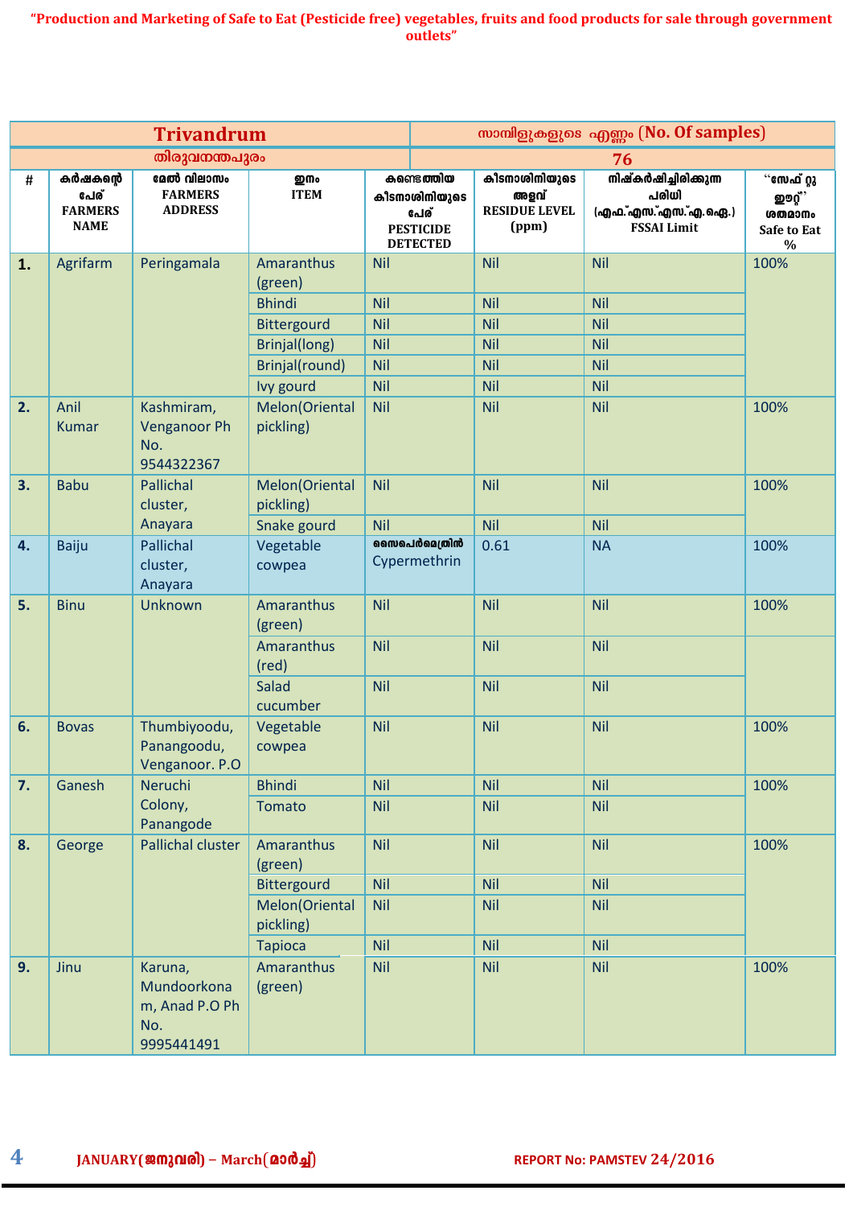**"Production and Marketing of Safe to Eat (Pesticide free) vegetables, fruits and food products for sale through government outlets"**

| Trivandrum<br>തിരുവനന്തപുരം | | | | സാമ്പിളുകളുടെ എണ്ണം (No. Of samples)<br>76 | | |
|---|---|---|---|---|---|---|
| # | കർഷകന്റെ പേര് FARMERS NAME | മേൽ വിലാസം FARMERS ADDRESS | ഇനം ITEM | കണ്ടെത്തിയ കീടനാശിനിയുടെ പേര് PESTICIDE DETECTED | കീടനാശിനിയുടെ അളവ് RESIDUE LEVEL (ppm) | നിഷ്കർഷിച്ചിരിക്കുന്ന പരിധി (എഫ്.എസ്.എസ്.എ.ഐ.) FSSAI Limit | "സേഫ് റ്റു ഈറ്റ്" ശതമാനം Safe to Eat % |
| **1.** | Agrifarm | Peringamala | Amaranthus (green) | Nil | Nil | Nil | 100% |
| | | | Bhindi | Nil | Nil | Nil | |
| | | | Bittergourd | Nil | Nil | Nil | |
| | | | Brinjal(long) | Nil | Nil | Nil | |
| | | | Brinjal(round) | Nil | Nil | Nil | |
| | | | Ivy gourd | Nil | Nil | Nil | |
| **2.** | Anil Kumar | Kashmiram, Venganoor Ph No. 9544322367 | Melon(Oriental pickling) | Nil | Nil | Nil | 100% |
| **3.** | Babu | Pallichal cluster, Anayara | Melon(Oriental pickling) | Nil | Nil | Nil | 100% |
| | | | Snake gourd | Nil | Nil | Nil | |
| **4.** | Baiju | Pallichal cluster, Anayara | Vegetable cowpea | സൈപെർമെത്രിൻ Cypermethrin | 0.61 | NA | 100% |
| **5.** | Binu | Unknown | Amaranthus (green) | Nil | Nil | Nil | 100% |
| | | | Amaranthus (red) | Nil | Nil | Nil | |
| | | | Salad cucumber | Nil | Nil | Nil | |
| **6.** | Bovas | Thumbiyoodu, Panangoodu, Venganoor. P.O | Vegetable cowpea | Nil | Nil | Nil | 100% |
| **7.** | Ganesh | Neruchi Colony, Panangode | Bhindi | Nil | Nil | Nil | 100% |
| | | | Tomato | Nil | Nil | Nil | |
| **8.** | George | Pallichal cluster | Amaranthus (green) | Nil | Nil | Nil | 100% |
| | | | Bittergourd | Nil | Nil | Nil | |
| | | | Melon(Oriental pickling) | Nil | Nil | Nil | |
| | | | Tapioca | Nil | Nil | Nil | |
| **9.** | Jinu | Karuna, Mundoorkonam, Anad P.O Ph No. 9995441491 | Amaranthus (green) | Nil | Nil | Nil | 100% |

JANUARY(ജനുവരി) – March(മാർച്ച്) REPORT No: PAMSTEV 24/2016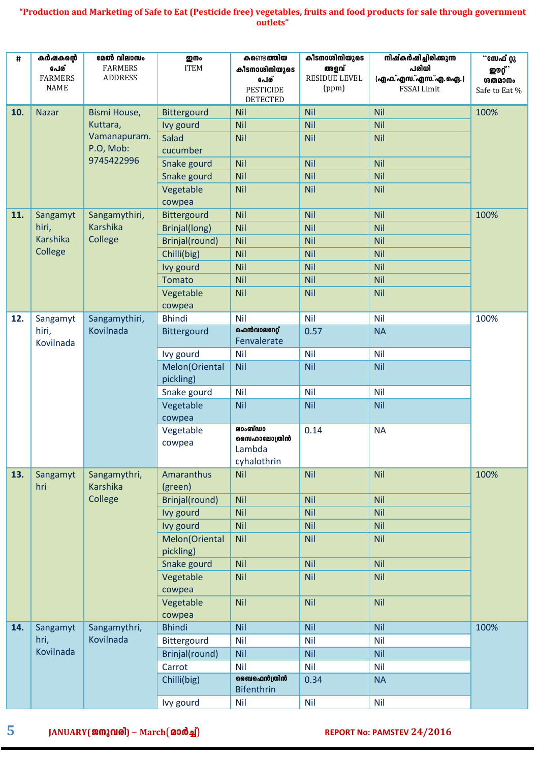**"Production and Marketing of Safe to Eat (Pesticide free) vegetables, fruits and food products for sale through government outlets"**

| # | കർഷകന്റെ പേര് FARMERS NAME | മേൽ വിലാസം FARMERS ADDRESS | ഇനം ITEM | കണ്ടെത്തിയ കീടനാശിനിയുടെ പേര് PESTICIDE DETECTED | കീടനാശിനിയുടെ അളവ് RESIDUE LEVEL (ppm) | നിഷ്കർഷിച്ചിരിക്കുന്ന പരിധി (എഫ്.എസ്.എസ്.എ.ഐ.) FSSAI Limit | "സേഫ് റ്റു ഈറ്റ്" ശതമാനം Safe to Eat % |
|---|---|---|---|---|---|---|---|
| 10. | Nazar | Bismi House, Kuttara, Vamanapuram. P.O, Mob: 9745422996 | Bittergourd | Nil | Nil | Nil | 100% |
| | | | Ivy gourd | Nil | Nil | Nil | |
| | | | Salad cucumber | Nil | Nil | Nil | |
| | | | Snake gourd | Nil | Nil | Nil | |
| | | | Snake gourd | Nil | Nil | Nil | |
| | | | Vegetable cowpea | Nil | Nil | Nil | |
| 11. | Sangamythiri, Karshika College | Sangamythiri, Karshika College | Bittergourd | Nil | Nil | Nil | 100% |
| | | | Brinjal(long) | Nil | Nil | Nil | |
| | | | Brinjal(round) | Nil | Nil | Nil | |
| | | | Chilli(big) | Nil | Nil | Nil | |
| | | | Ivy gourd | Nil | Nil | Nil | |
| | | | Tomato | Nil | Nil | Nil | |
| | | | Vegetable cowpea | Nil | Nil | Nil | |
| 12. | Sangamythiri, Kovilnada | Sangamythiri, Kovilnada | Bhindi | Nil | Nil | Nil | 100% |
| | | | Bittergourd | ഫെൻവാലറേറ്റ് Fenvalerate | 0.57 | NA | |
| | | | Ivy gourd | Nil | Nil | Nil | |
| | | | Melon(Oriental pickling) | Nil | Nil | Nil | |
| | | | Snake gourd | Nil | Nil | Nil | |
| | | | Vegetable cowpea | Nil | Nil | Nil | |
| | | | Vegetable cowpea | ലാംബ്ഡാ സൈഹാലോത്രിൻ Lambda cyhalothrin | 0.14 | NA | |
| 13. | Sangamythri | Sangamythri, Karshika College | Amaranthus (green) | Nil | Nil | Nil | 100% |
| | | | Brinjal(round) | Nil | Nil | Nil | |
| | | | Ivy gourd | Nil | Nil | Nil | |
| | | | Ivy gourd | Nil | Nil | Nil | |
| | | | Melon(Oriental pickling) | Nil | Nil | Nil | |
| | | | Snake gourd | Nil | Nil | Nil | |
| | | | Vegetable cowpea | Nil | Nil | Nil | |
| | | | Vegetable cowpea | Nil | Nil | Nil | |
| 14. | Sangamythri, Kovilnada | Sangamythri, Kovilnada | Bhindi | Nil | Nil | Nil | 100% |
| | | | Bittergourd | Nil | Nil | Nil | |
| | | | Brinjal(round) | Nil | Nil | Nil | |
| | | | Carrot | Nil | Nil | Nil | |
| | | | Chilli(big) | ബൈഫെൻത്രിൻ Bifenthrin | 0.34 | NA | |
| | | | Ivy gourd | Nil | Nil | Nil | |

JANUARY(ജനുവരി) – March(മാർച്ച്) REPORT No: PAMSTEV 24/2016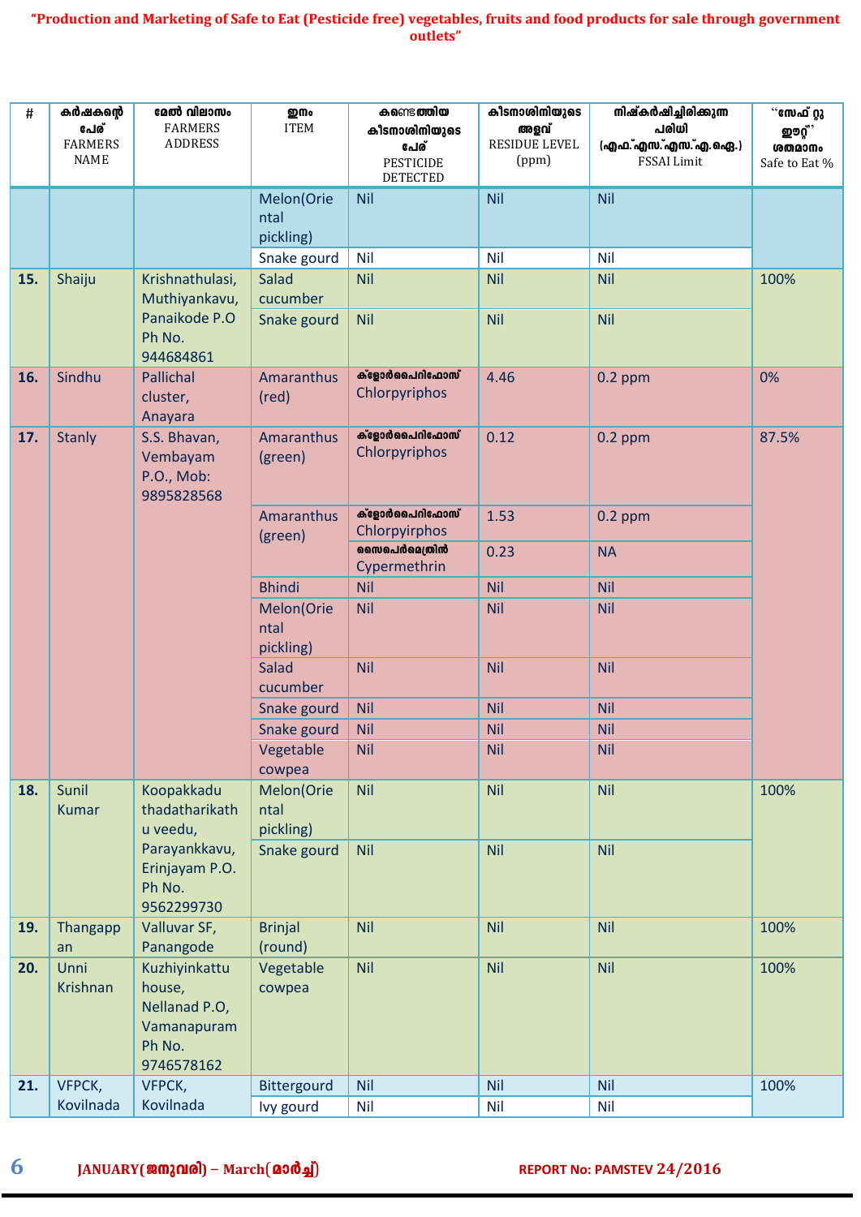**"Production and Marketing of Safe to Eat (Pesticide free) vegetables, fruits and food products for sale through government outlets"**

| # | കർഷകന്റെ പേര് FARMERS NAME | മേൽ വിലാസം FARMERS ADDRESS | ഇനം ITEM | കണ്ടെത്തിയ കീടനാശിനിയുടെ പേര് PESTICIDE DETECTED | കീടനാശിനിയുടെ അളവ് RESIDUE LEVEL (ppm) | നിഷ്കർഷിച്ചിരിക്കുന്ന പരിധി (എഫ്.എസ്.എസ്.എ.ഐ.) FSSAI Limit | "സേഫ് റ്റു ഈറ്റ്" ശതമാനം Safe to Eat % |
|---|---|---|---|---|---|---|---|
| | | | Melon(Oriental pickling) | Nil | Nil | Nil | |
| | | | Snake gourd | Nil | Nil | Nil | |
| **15.** | Shaiju | Krishnathulasi, Muthiyankavu, Panaikode P.O Ph No. 944684861 | Salad cucumber | Nil | Nil | Nil | 100% |
| | | | Snake gourd | Nil | Nil | Nil | |
| **16.** | Sindhu | Pallichal cluster, Anayara | Amaranthus (red) | ക്ലോർപൈറിഫോസ് Chlorpyriphos | 4.46 | 0.2 ppm | 0% |
| **17.** | Stanly | S.S. Bhavan, Vembayam P.O., Mob: 9895828568 | Amaranthus (green) | ക്ലോർപൈറിഫോസ് Chlorpyriphos | 0.12 | 0.2 ppm | 87.5% |
| | | | Amaranthus (green) | ക്ലോർപൈറിഫോസ് Chlorpyirphos | 1.53 | 0.2 ppm | |
| | | | | സൈപെർമെത്രിൻ Cypermethrin | 0.23 | NA | |
| | | | Bhindi | Nil | Nil | Nil | |
| | | | Melon(Oriental pickling) | Nil | Nil | Nil | |
| | | | Salad cucumber | Nil | Nil | Nil | |
| | | | Snake gourd | Nil | Nil | Nil | |
| | | | Snake gourd | Nil | Nil | Nil | |
| | | | Vegetable cowpea | Nil | Nil | Nil | |
| **18.** | Sunil Kumar | Koopakkadu thadatharikathu veedu, Parayankkavu, Erinjayam P.O. Ph No. 9562299730 | Melon(Oriental pickling) | Nil | Nil | Nil | 100% |
| | | | Snake gourd | Nil | Nil | Nil | |
| **19.** | Thangappan | Valluvar SF, Panangode | Brinjal (round) | Nil | Nil | Nil | 100% |
| **20.** | Unni Krishnan | Kuzhiyinkattu house, Nellanad P.O, Vamanapuram Ph No. 9746578162 | Vegetable cowpea | Nil | Nil | Nil | 100% |
| **21.** | VFPCK, Kovilnada | VFPCK, Kovilnada | Bittergourd | Nil | Nil | Nil | 100% |
| | | | Ivy gourd | Nil | Nil | Nil | |

JANUARY(ജനുവരി) – March(മാർച്ച്) REPORT No: PAMSTEV 24/2016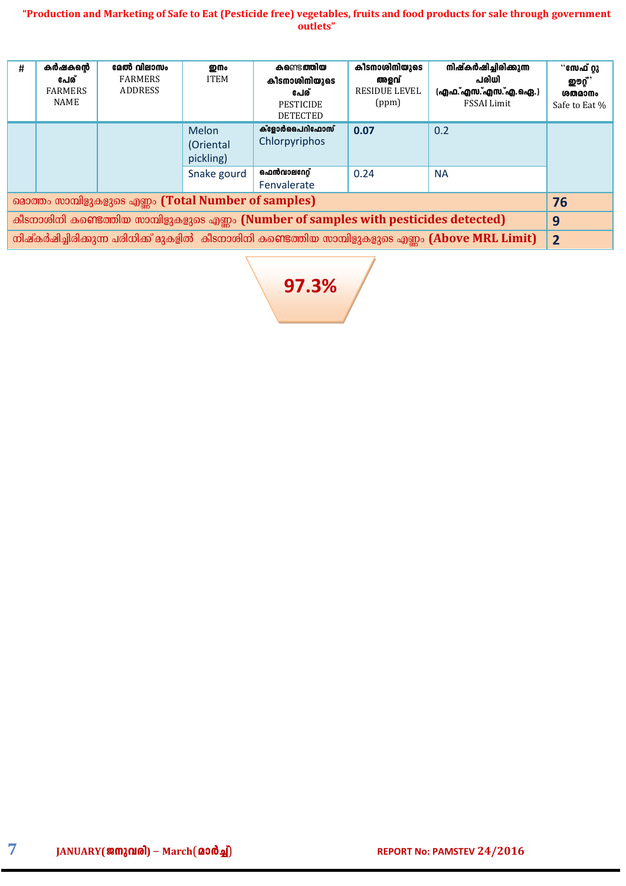**"Production and Marketing of Safe to Eat (Pesticide free) vegetables, fruits and food products for sale through government outlets"**

| # | കർഷകന്റെ പേര് FARMERS NAME | മേൽ വിലാസം FARMERS ADDRESS | ഇനം ITEM | കണ്ടെത്തിയ കീടനാശിനിയുടെ പേര് PESTICIDE DETECTED | കീടനാശിനിയുടെ അളവ് RESIDUE LEVEL (ppm) | നിഷ്കർഷിച്ചിരിക്കുന്ന പരിധി (എഫ്.എസ്.എസ്.എ.ഐ.) FSSAI Limit | "സേഫ് റ്റു ഈറ്റ്" ശതമാനം Safe to Eat % |
|---|---|---|---|---|---|---|---|
| | | | Melon (Oriental pickling) | ക്ളോർപൈറിഫോസ് Chlorpyriphos | **0.07** | 0.2 | |
| | | | Snake gourd | ഫെൻവാലറേറ്റ് Fenvalerate | 0.24 | NA | |
| മൊത്തം സാമ്പിളുകളുടെ എണ്ണം **(Total Number of samples)** | | | | | | | **76** |
| കീടനാശിനി കണ്ടെത്തിയ സാമ്പിളുകളുടെ എണ്ണം **(Number of samples with pesticides detected)** | | | | | | | **9** |
| നിഷ്കർഷിച്ചിരിക്കുന്ന പരിധിക്ക് മുകളിൽ കീടനാശിനി കണ്ടെത്തിയ സാമ്പിളുകളുടെ എണ്ണം **(Above MRL Limit)** | | | | | | | **2** |

**97.3%**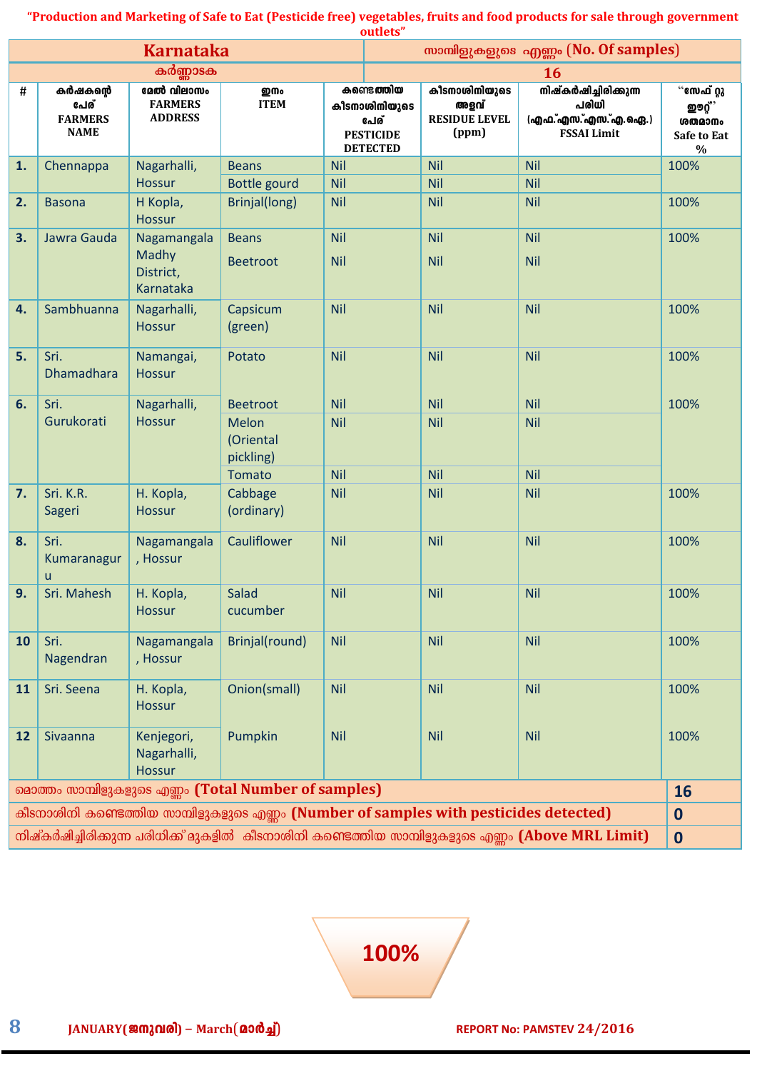“Production and Marketing of Safe to Eat (Pesticide free) vegetables, fruits and food products for sale through government outlets”

| Karnataka | | | | | സാമ്പിളുകളുടെ എണ്ണം (No. Of samples) | | |
|---|---|---|---|---|---|---|---|
| കർണ്ണാടക | | | | | 16 | | |
| # | കർഷകന്റെ പേര് FARMERS NAME | മേൽ വിലാസം FARMERS ADDRESS | ഇനം ITEM | കണ്ടെത്തിയ കീടനാശിനിയുടെ പേര് PESTICIDE DETECTED | കീടനാശിനിയുടെ അളവ് RESIDUE LEVEL (ppm) | നിഷ്കർഷിച്ചിരിക്കുന്ന പരിധി (എഫ്.എസ്.എസ്.എ.ഐ.) FSSAI Limit | “സേഫ് റ്റു ഈറ്റ്” ശതമാനം Safe to Eat % |
| 1. | Chennappa | Nagarhalli, Hossur | Beans | Nil | Nil | Nil | 100% |
| | | | Bottle gourd | Nil | Nil | Nil | |
| 2. | Basona | H Kopla, Hossur | Brinjal(long) | Nil | Nil | Nil | 100% |
| 3. | Jawra Gauda | Nagamangala Madhy District, Karnataka | Beans | Nil | Nil | Nil | 100% |
| | | | Beetroot | Nil | Nil | Nil | |
| 4. | Sambhuanna | Nagarhalli, Hossur | Capsicum (green) | Nil | Nil | Nil | 100% |
| 5. | Sri. Dhamadhara | Namangai, Hossur | Potato | Nil | Nil | Nil | 100% |
| 6. | Sri. Gurukorati | Nagarhalli, Hossur | Beetroot | Nil | Nil | Nil | 100% |
| | | | Melon (Oriental pickling) | Nil | Nil | Nil | |
| | | | Tomato | Nil | Nil | Nil | |
| 7. | Sri. K.R. Sageri | H. Kopla, Hossur | Cabbage (ordinary) | Nil | Nil | Nil | 100% |
| 8. | Sri. Kumaranagur u | Nagamangala , Hossur | Cauliflower | Nil | Nil | Nil | 100% |
| 9. | Sri. Mahesh | H. Kopla, Hossur | Salad cucumber | Nil | Nil | Nil | 100% |
| 10 | Sri. Nagendran | Nagamangala , Hossur | Brinjal(round) | Nil | Nil | Nil | 100% |
| 11 | Sri. Seena | H. Kopla, Hossur | Onion(small) | Nil | Nil | Nil | 100% |
| 12 | Sivaanna | Kenjegori, Nagarhalli, Hossur | Pumpkin | Nil | Nil | Nil | 100% |
| മൊത്തം സാമ്പിളുകളുടെ എണ്ണം **(Total Number of samples)** | | | | | | | **16** |
| കീടനാശിനി കണ്ടെത്തിയ സാമ്പിളുകളുടെ എണ്ണം **(Number of samples with pesticides detected)** | | | | | | | **0** |
| നിഷ്കർഷിച്ചിരിക്കുന്ന പരിധിക്ക് മുകളിൽ കീടനാശിനി കണ്ടെത്തിയ സാമ്പിളുകളുടെ എണ്ണം **(Above MRL Limit)** | | | | | | | **0** |

**100%**

JANUARY(ജനുവരി) – March(മാർച്ച്)

REPORT No: PAMSTEV 24/2016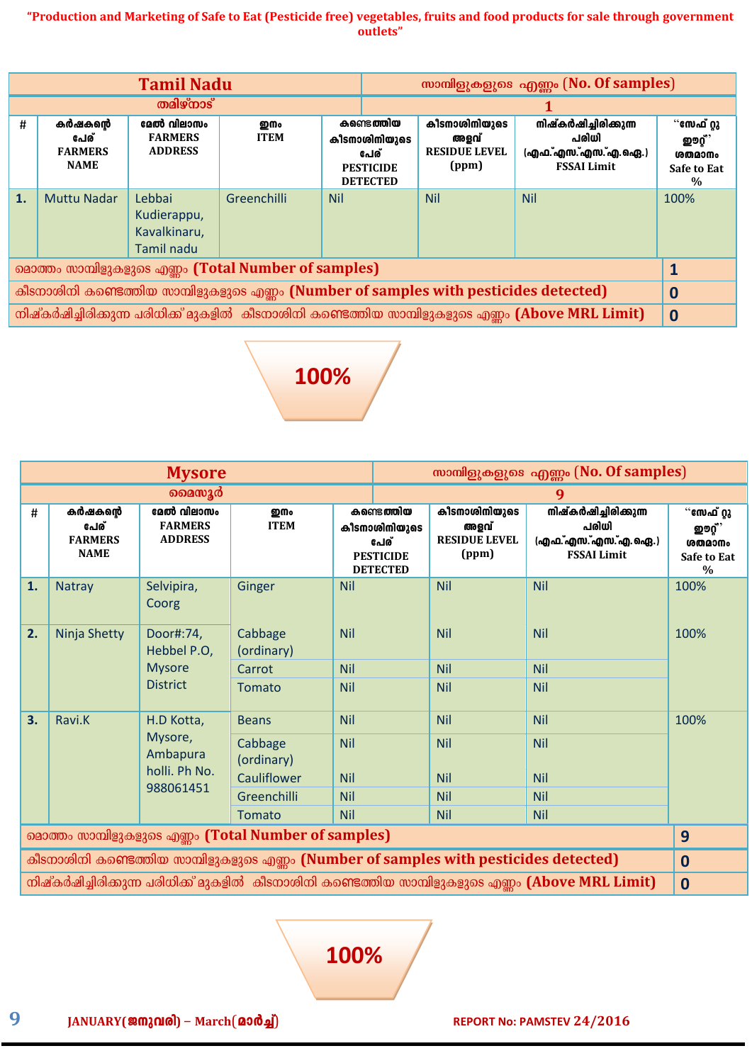"Production and Marketing of Safe to Eat (Pesticide free) vegetables, fruits and food products for sale through government outlets"

| Tamil Nadu | | | | | | | സാമ്പിളുകളുടെ എണ്ണം (No. Of samples) |
|---|---|---|---|---|---|---|---|
| തമിഴ്നാട് | | | | | | | 1 |
| # | കർഷകന്റെ പേര് FARMERS NAME | മേൽ വിലാസം FARMERS ADDRESS | ഇനം ITEM | കണ്ടെത്തിയ കീടനാശിനിയുടെ പേര് PESTICIDE DETECTED | കീടനാശിനിയുടെ അളവ് RESIDUE LEVEL (ppm) | നിഷ്കർഷിച്ചിരിക്കുന്ന പരിധി (എഫ്.എസ്.എസ്.എ.ഐ.) FSSAI Limit | "സേഫ് റ്റു ഈറ്റ്" ശതമാനം Safe to Eat % |
| 1. | Muttu Nadar | Lebbai Kudierappu, Kavalkinaru, Tamil nadu | Greenchilli | Nil | Nil | Nil | 100% |
| മൊത്തം സാമ്പിളുകളുടെ എണ്ണം (Total Number of samples) | | | | | | | 1 |
| കീടനാശിനി കണ്ടെത്തിയ സാമ്പിളുകളുടെ എണ്ണം (Number of samples with pesticides detected) | | | | | | | 0 |
| നിഷ്കർഷിച്ചിരിക്കുന്ന പരിധിക്ക് മുകളിൽ കീടനാശിനി കണ്ടെത്തിയ സാമ്പിളുകളുടെ എണ്ണം (Above MRL Limit) | | | | | | | 0 |

**100%**

| Mysore | | | | | | | സാമ്പിളുകളുടെ എണ്ണം (No. Of samples) |
|---|---|---|---|---|---|---|---|
| മൈസൂർ | | | | | | | 9 |
| # | കർഷകന്റെ പേര് FARMERS NAME | മേൽ വിലാസം FARMERS ADDRESS | ഇനം ITEM | കണ്ടെത്തിയ കീടനാശിനിയുടെ പേര് PESTICIDE DETECTED | കീടനാശിനിയുടെ അളവ് RESIDUE LEVEL (ppm) | നിഷ്കർഷിച്ചിരിക്കുന്ന പരിധി (എഫ്.എസ്.എസ്.എ.ഐ.) FSSAI Limit | "സേഫ് റ്റു ഈറ്റ്" ശതമാനം Safe to Eat % |
| 1. | Natray | Selvipira, Coorg | Ginger | Nil | Nil | Nil | 100% |
| 2. | Ninja Shetty | Door#:74, Hebbel P.O, Mysore District | Cabbage (ordinary) | Nil | Nil | Nil | 100% |
| | | | Carrot | Nil | Nil | Nil | |
| | | | Tomato | Nil | Nil | Nil | |
| 3. | Ravi.K | H.D Kotta, Mysore, Ambapura holli. Ph No. 988061451 | Beans | Nil | Nil | Nil | 100% |
| | | | Cabbage (ordinary) | Nil | Nil | Nil | |
| | | | Cauliflower | Nil | Nil | Nil | |
| | | | Greenchilli | Nil | Nil | Nil | |
| | | | Tomato | Nil | Nil | Nil | |
| മൊത്തം സാമ്പിളുകളുടെ എണ്ണം (Total Number of samples) | | | | | | | 9 |
| കീടനാശിനി കണ്ടെത്തിയ സാമ്പിളുകളുടെ എണ്ണം (Number of samples with pesticides detected) | | | | | | | 0 |
| നിഷ്കർഷിച്ചിരിക്കുന്ന പരിധിക്ക് മുകളിൽ കീടനാശിനി കണ്ടെത്തിയ സാമ്പിളുകളുടെ എണ്ണം (Above MRL Limit) | | | | | | | 0 |

**100%**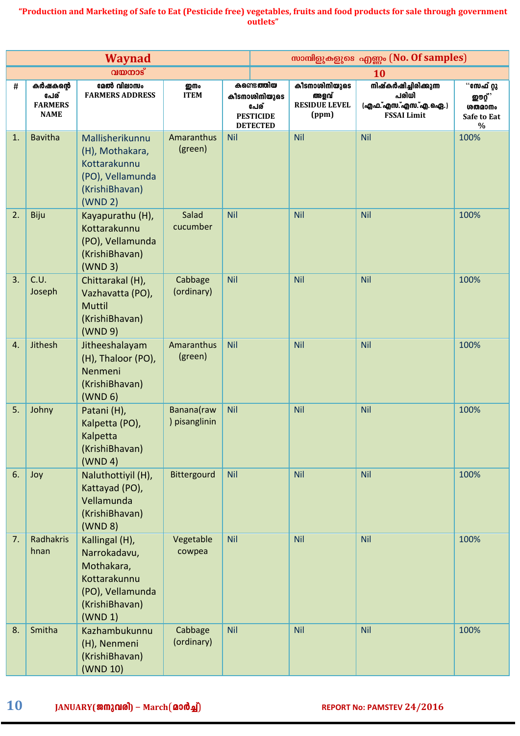**“Production and Marketing of Safe to Eat (Pesticide free) vegetables, fruits and food products for sale through government outlets”**

| Waynad | | | | സാമ്പിളുകളുടെ എണ്ണം (No. Of samples) | | | |
|---|---|---|---|---|---|---|---|
| വയനാട് | | | | 10 | | | |
| # | കർഷകന്റെ പേര് FARMERS NAME | മേൽ വിലാസം FARMERS ADDRESS | ഇനം ITEM | കണ്ടെത്തിയ കീടനാശിനിയുടെ പേര് PESTICIDE DETECTED | കീടനാശിനിയുടെ അളവ് RESIDUE LEVEL (ppm) | നിഷ്കർഷിച്ചിരിക്കുന്ന പരിധി (എഫ്.എസ്.എസ്.എ.ഐ.) FSSAI Limit | “സേഫ് റ്റു ഈറ്റ്” ശതമാനം Safe to Eat % |
| 1. | Bavitha | Mallisherikunnu (H), Mothakara, Kottarakunnu (PO), Vellamunda (KrishiBhavan) (WND 2) | Amaranthus (green) | Nil | Nil | Nil | 100% |
| 2. | Biju | Kayapurathu (H), Kottarakunnu (PO), Vellamunda (KrishiBhavan) (WND 3) | Salad cucumber | Nil | Nil | Nil | 100% |
| 3. | C.U. Joseph | Chittarakal (H), Vazhavatta (PO), Muttil (KrishiBhavan) (WND 9) | Cabbage (ordinary) | Nil | Nil | Nil | 100% |
| 4. | Jithesh | Jitheeshalayam (H), Thaloor (PO), Nenmeni (KrishiBhavan) (WND 6) | Amaranthus (green) | Nil | Nil | Nil | 100% |
| 5. | Johny | Patani (H), Kalpetta (PO), Kalpetta (KrishiBhavan) (WND 4) | Banana(raw) pisanglinin | Nil | Nil | Nil | 100% |
| 6. | Joy | Naluthottiyil (H), Kattayad (PO), Vellamunda (KrishiBhavan) (WND 8) | Bittergourd | Nil | Nil | Nil | 100% |
| 7. | Radhakrishnan | Kallingal (H), Narrokadavu, Mothakara, Kottarakunnu (PO), Vellamunda (KrishiBhavan) (WND 1) | Vegetable cowpea | Nil | Nil | Nil | 100% |
| 8. | Smitha | Kazhambukunnu (H), Nenmeni (KrishiBhavan) (WND 10) | Cabbage (ordinary) | Nil | Nil | Nil | 100% |

JANUARY(ജനുവരി) – March(മാർച്ച്) REPORT No: PAMSTEV 24/2016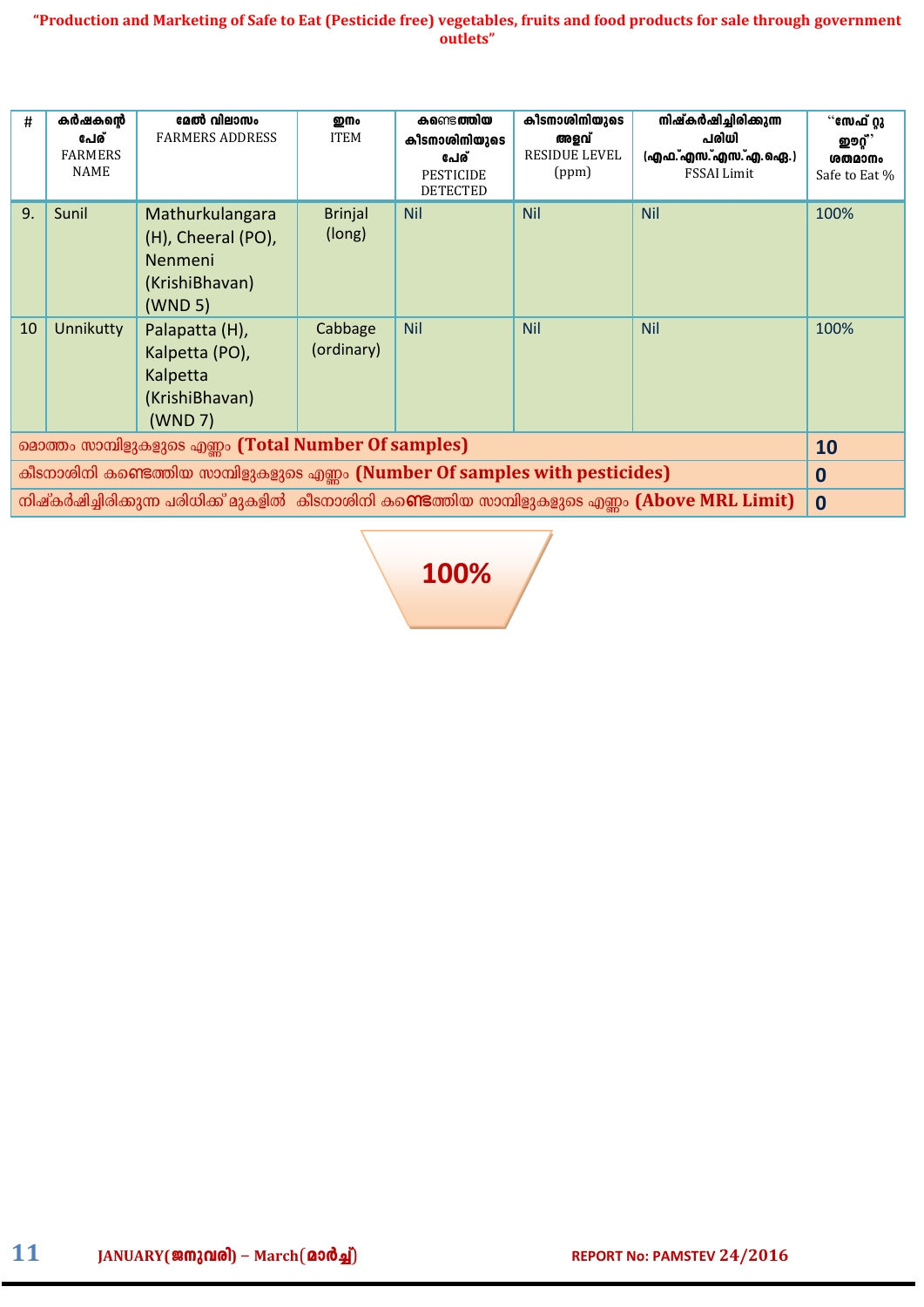**"Production and Marketing of Safe to Eat (Pesticide free) vegetables, fruits and food products for sale through government outlets"**

| # | കർഷകന്റെ പേര് FARMERS NAME | മേൽ വിലാസം FARMERS ADDRESS | ഇനം ITEM | കണ്ടെത്തിയ കീടനാശിനിയുടെ പേര് PESTICIDE DETECTED | കീടനാശിനിയുടെ അളവ് RESIDUE LEVEL (ppm) | നിഷ്കർഷിച്ചിരിക്കുന്ന പരിധി (എഫ്.എസ്.എസ്.എ.ഐ.) FSSAI Limit | "സേഫ് റ്റു ഈറ്റ്" ശതമാനം Safe to Eat % |
|---|---|---|---|---|---|---|---|
| 9. | Sunil | Mathurkulangara (H), Cheeral (PO), Nenmeni (KrishiBhavan) (WND 5) | Brinjal (long) | Nil | Nil | Nil | 100% |
| 10 | Unnikutty | Palapatta (H), Kalpetta (PO), Kalpetta (KrishiBhavan) (WND 7) | Cabbage (ordinary) | Nil | Nil | Nil | 100% |
| മൊത്തം സാമ്പിളുകളുടെ എണ്ണം **(Total Number Of samples)** | | | | | | | **10** |
| കീടനാശിനി കണ്ടെത്തിയ സാമ്പിളുകളുടെ എണ്ണം **(Number Of samples with pesticides)** | | | | | | | **0** |
| നിഷ്കർഷിച്ചിരിക്കുന്ന പരിധിക്ക് മുകളിൽ കീടനാശിനി കണ്ടെത്തിയ സാമ്പിളുകളുടെ എണ്ണം **(Above MRL Limit)** | | | | | | | **0** |

**100%**

JANUARY(ജനുവരി) – March(മാർച്ച്)

REPORT No: PAMSTEV 24/2016